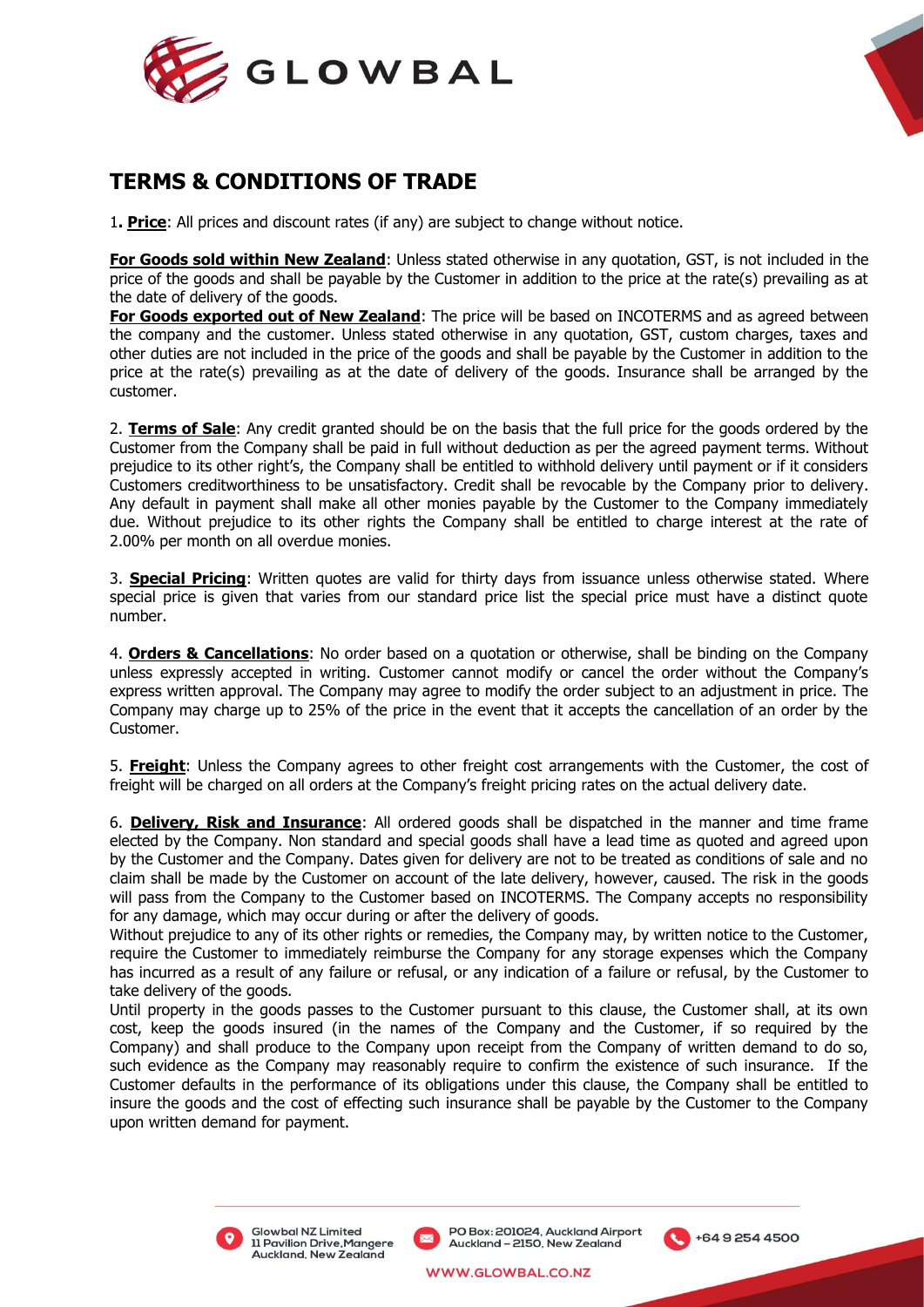# TERMS & CONDITIONS OF TRADE

1**.** **Price**: All prices and discount rates (if any) are subject to change without notice.

**For Goods sold within New Zealand**: Unless stated otherwise in any quotation, GST, is not included in the price of the goods and shall be payable by the Customer in addition to the price at the rate(s) prevailing as at the date of delivery of the goods.

**For Goods exported out of New Zealand**: The price will be based on INCOTERMS and as agreed between the company and the customer. Unless stated otherwise in any quotation, GST, custom charges, taxes and other duties are not included in the price of the goods and shall be payable by the Customer in addition to the price at the rate(s) prevailing as at the date of delivery of the goods. Insurance shall be arranged by the customer.

2. **Terms of Sale**: Any credit granted should be on the basis that the full price for the goods ordered by the Customer from the Company shall be paid in full without deduction as per the agreed payment terms. Without prejudice to its other right's, the Company shall be entitled to withhold delivery until payment or if it considers Customers creditworthiness to be unsatisfactory. Credit shall be revocable by the Company prior to delivery. Any default in payment shall make all other monies payable by the Customer to the Company immediately due. Without prejudice to its other rights the Company shall be entitled to charge interest at the rate of 2.00% per month on all overdue monies.

3. **Special Pricing**: Written quotes are valid for thirty days from issuance unless otherwise stated. Where special price is given that varies from our standard price list the special price must have a distinct quote number.

4. **Orders & Cancellations**: No order based on a quotation or otherwise, shall be binding on the Company unless expressly accepted in writing. Customer cannot modify or cancel the order without the Company's express written approval. The Company may agree to modify the order subject to an adjustment in price. The Company may charge up to 25% of the price in the event that it accepts the cancellation of an order by the Customer.

5. **Freight**: Unless the Company agrees to other freight cost arrangements with the Customer, the cost of freight will be charged on all orders at the Company's freight pricing rates on the actual delivery date.

6. **Delivery, Risk and Insurance**: All ordered goods shall be dispatched in the manner and time frame elected by the Company. Non standard and special goods shall have a lead time as quoted and agreed upon by the Customer and the Company. Dates given for delivery are not to be treated as conditions of sale and no claim shall be made by the Customer on account of the late delivery, however, caused. The risk in the goods will pass from the Company to the Customer based on INCOTERMS. The Company accepts no responsibility for any damage, which may occur during or after the delivery of goods.

Without prejudice to any of its other rights or remedies, the Company may, by written notice to the Customer, require the Customer to immediately reimburse the Company for any storage expenses which the Company has incurred as a result of any failure or refusal, or any indication of a failure or refusal, by the Customer to take delivery of the goods.

Until property in the goods passes to the Customer pursuant to this clause, the Customer shall, at its own cost, keep the goods insured (in the names of the Company and the Customer, if so required by the Company) and shall produce to the Company upon receipt from the Company of written demand to do so, such evidence as the Company may reasonably require to confirm the existence of such insurance. If the Customer defaults in the performance of its obligations under this clause, the Company shall be entitled to insure the goods and the cost of effecting such insurance shall be payable by the Customer to the Company upon written demand for payment.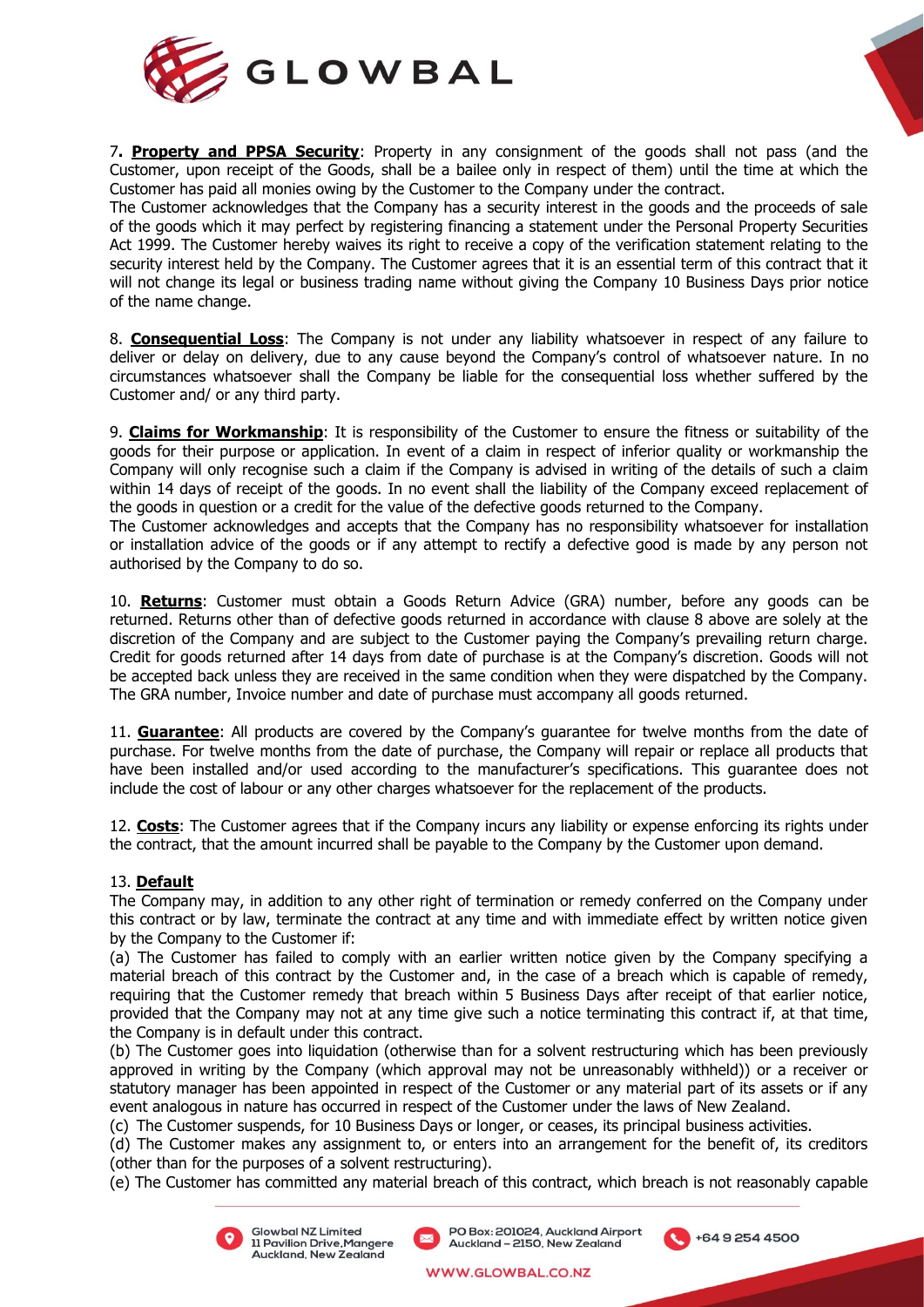7**. <u>**Property and PPSA Security**</u>**: Property in any consignment of the goods shall not pass (and the Customer, upon receipt of the Goods, shall be a bailee only in respect of them) until the time at which the Customer has paid all monies owing by the Customer to the Company under the contract.

The Customer acknowledges that the Company has a security interest in the goods and the proceeds of sale of the goods which it may perfect by registering financing a statement under the Personal Property Securities Act 1999. The Customer hereby waives its right to receive a copy of the verification statement relating to the security interest held by the Company. The Customer agrees that it is an essential term of this contract that it will not change its legal or business trading name without giving the Company 10 Business Days prior notice of the name change.

8. <u>**Consequential Loss**</u>: The Company is not under any liability whatsoever in respect of any failure to deliver or delay on delivery, due to any cause beyond the Company's control of whatsoever nature. In no circumstances whatsoever shall the Company be liable for the consequential loss whether suffered by the Customer and/ or any third party.

9. <u>**Claims for Workmanship**</u>: It is responsibility of the Customer to ensure the fitness or suitability of the goods for their purpose or application. In event of a claim in respect of inferior quality or workmanship the Company will only recognise such a claim if the Company is advised in writing of the details of such a claim within 14 days of receipt of the goods. In no event shall the liability of the Company exceed replacement of the goods in question or a credit for the value of the defective goods returned to the Company.

The Customer acknowledges and accepts that the Company has no responsibility whatsoever for installation or installation advice of the goods or if any attempt to rectify a defective good is made by any person not authorised by the Company to do so.

10. <u>**Returns**</u>: Customer must obtain a Goods Return Advice (GRA) number, before any goods can be returned. Returns other than of defective goods returned in accordance with clause 8 above are solely at the discretion of the Company and are subject to the Customer paying the Company's prevailing return charge. Credit for goods returned after 14 days from date of purchase is at the Company's discretion. Goods will not be accepted back unless they are received in the same condition when they were dispatched by the Company. The GRA number, Invoice number and date of purchase must accompany all goods returned.

11. <u>**Guarantee**</u>: All products are covered by the Company's guarantee for twelve months from the date of purchase. For twelve months from the date of purchase, the Company will repair or replace all products that have been installed and/or used according to the manufacturer's specifications. This guarantee does not include the cost of labour or any other charges whatsoever for the replacement of the products.

12. <u>**Costs**</u>: The Customer agrees that if the Company incurs any liability or expense enforcing its rights under the contract, that the amount incurred shall be payable to the Company by the Customer upon demand.

13. <u>**Default**</u>

The Company may, in addition to any other right of termination or remedy conferred on the Company under this contract or by law, terminate the contract at any time and with immediate effect by written notice given by the Company to the Customer if:

(a) The Customer has failed to comply with an earlier written notice given by the Company specifying a material breach of this contract by the Customer and, in the case of a breach which is capable of remedy, requiring that the Customer remedy that breach within 5 Business Days after receipt of that earlier notice, provided that the Company may not at any time give such a notice terminating this contract if, at that time, the Company is in default under this contract.

(b) The Customer goes into liquidation (otherwise than for a solvent restructuring which has been previously approved in writing by the Company (which approval may not be unreasonably withheld)) or a receiver or statutory manager has been appointed in respect of the Customer or any material part of its assets or if any event analogous in nature has occurred in respect of the Customer under the laws of New Zealand.

(c) The Customer suspends, for 10 Business Days or longer, or ceases, its principal business activities.

(d) The Customer makes any assignment to, or enters into an arrangement for the benefit of, its creditors (other than for the purposes of a solvent restructuring).

(e) The Customer has committed any material breach of this contract, which breach is not reasonably capable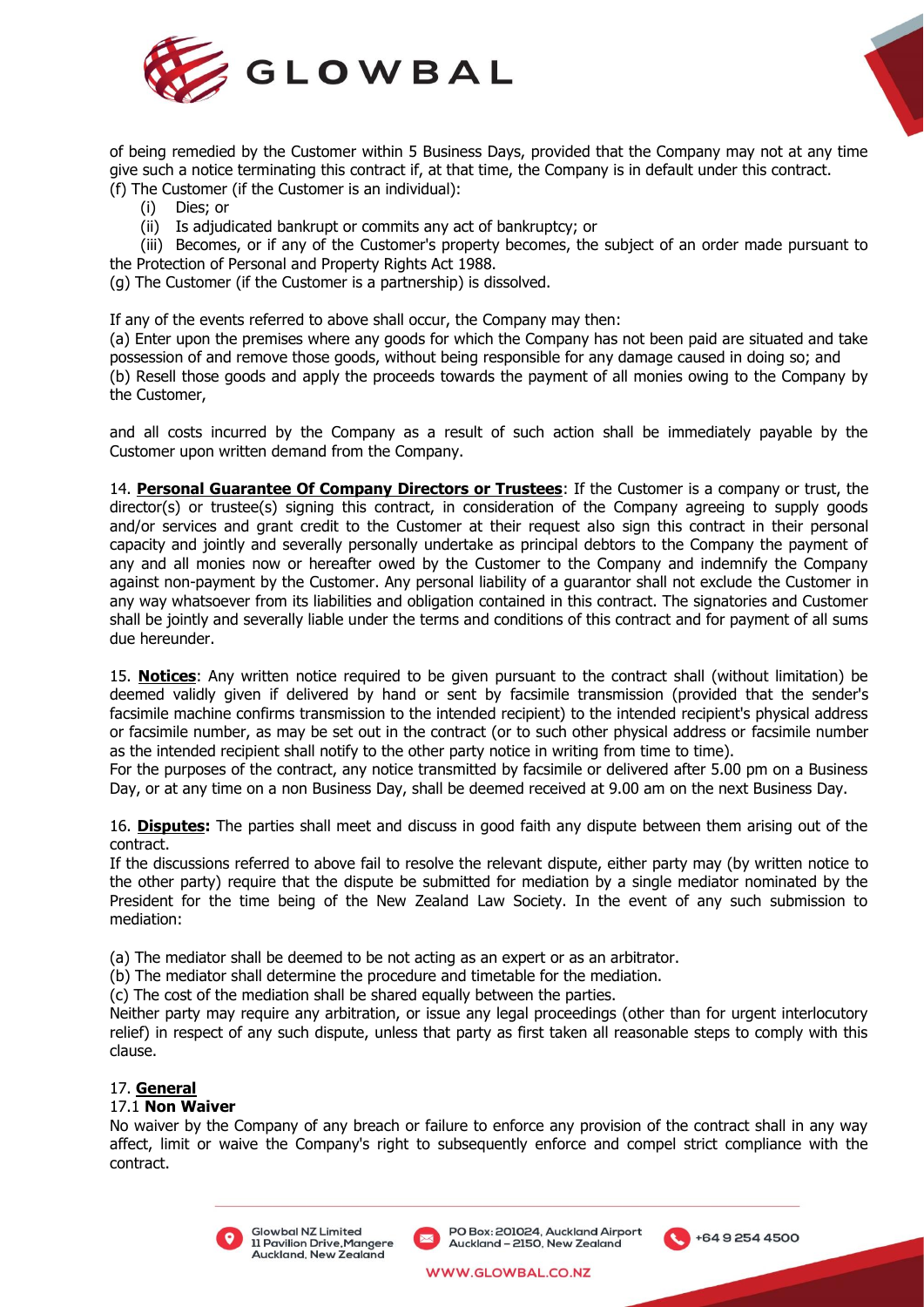of being remedied by the Customer within 5 Business Days, provided that the Company may not at any time give such a notice terminating this contract if, at that time, the Company is in default under this contract.

(f) The Customer (if the Customer is an individual):

- (i) Dies; or
- (ii) Is adjudicated bankrupt or commits any act of bankruptcy; or
- (iii) Becomes, or if any of the Customer's property becomes, the subject of an order made pursuant to the Protection of Personal and Property Rights Act 1988.

(g) The Customer (if the Customer is a partnership) is dissolved.

If any of the events referred to above shall occur, the Company may then:

(a) Enter upon the premises where any goods for which the Company has not been paid are situated and take possession of and remove those goods, without being responsible for any damage caused in doing so; and

(b) Resell those goods and apply the proceeds towards the payment of all monies owing to the Company by the Customer,

and all costs incurred by the Company as a result of such action shall be immediately payable by the Customer upon written demand from the Company.

14. **Personal Guarantee Of Company Directors or Trustees**: If the Customer is a company or trust, the director(s) or trustee(s) signing this contract, in consideration of the Company agreeing to supply goods and/or services and grant credit to the Customer at their request also sign this contract in their personal capacity and jointly and severally personally undertake as principal debtors to the Company the payment of any and all monies now or hereafter owed by the Customer to the Company and indemnify the Company against non-payment by the Customer. Any personal liability of a guarantor shall not exclude the Customer in any way whatsoever from its liabilities and obligation contained in this contract. The signatories and Customer shall be jointly and severally liable under the terms and conditions of this contract and for payment of all sums due hereunder.

15. **Notices**: Any written notice required to be given pursuant to the contract shall (without limitation) be deemed validly given if delivered by hand or sent by facsimile transmission (provided that the sender's facsimile machine confirms transmission to the intended recipient) to the intended recipient's physical address or facsimile number, as may be set out in the contract (or to such other physical address or facsimile number as the intended recipient shall notify to the other party notice in writing from time to time).

For the purposes of the contract, any notice transmitted by facsimile or delivered after 5.00 pm on a Business Day, or at any time on a non Business Day, shall be deemed received at 9.00 am on the next Business Day.

16. **Disputes:** The parties shall meet and discuss in good faith any dispute between them arising out of the contract.

If the discussions referred to above fail to resolve the relevant dispute, either party may (by written notice to the other party) require that the dispute be submitted for mediation by a single mediator nominated by the President for the time being of the New Zealand Law Society. In the event of any such submission to mediation:

(a) The mediator shall be deemed to be not acting as an expert or as an arbitrator.

(b) The mediator shall determine the procedure and timetable for the mediation.

(c) The cost of the mediation shall be shared equally between the parties.

Neither party may require any arbitration, or issue any legal proceedings (other than for urgent interlocutory relief) in respect of any such dispute, unless that party as first taken all reasonable steps to comply with this clause.

17. **General**

17.1 **Non Waiver**

No waiver by the Company of any breach or failure to enforce any provision of the contract shall in any way affect, limit or waive the Company's right to subsequently enforce and compel strict compliance with the contract.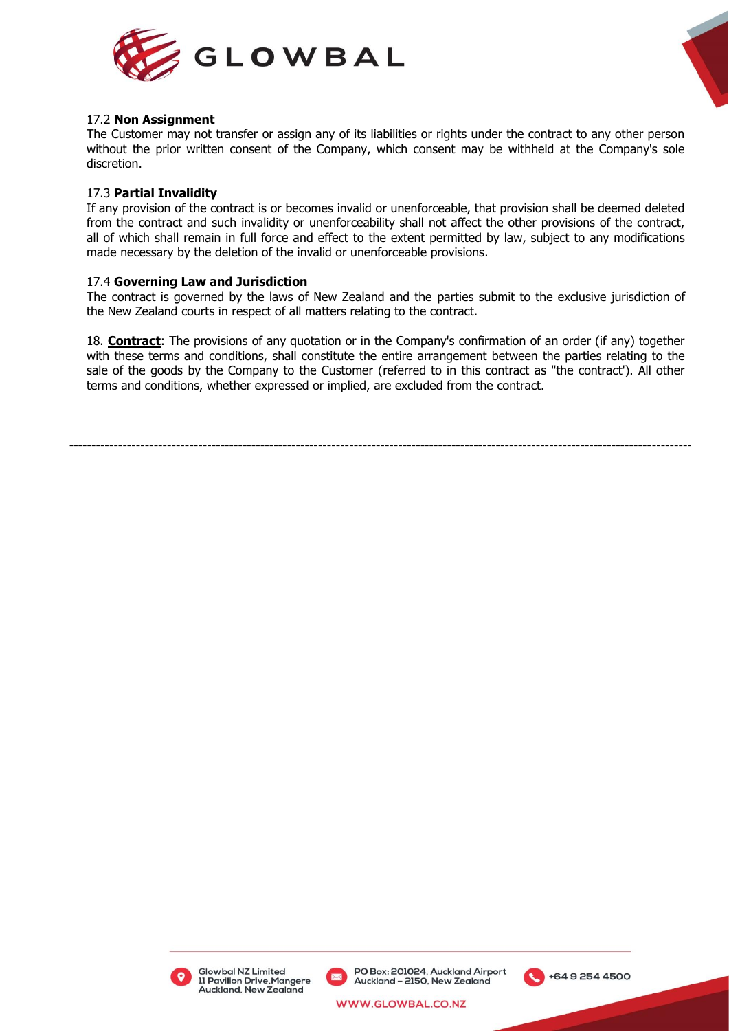17.2 **Non Assignment**
The Customer may not transfer or assign any of its liabilities or rights under the contract to any other person without the prior written consent of the Company, which consent may be withheld at the Company's sole discretion.

17.3 **Partial Invalidity**
If any provision of the contract is or becomes invalid or unenforceable, that provision shall be deemed deleted from the contract and such invalidity or unenforceability shall not affect the other provisions of the contract, all of which shall remain in full force and effect to the extent permitted by law, subject to any modifications made necessary by the deletion of the invalid or unenforceable provisions.

17.4 **Governing Law and Jurisdiction**
The contract is governed by the laws of New Zealand and the parties submit to the exclusive jurisdiction of the New Zealand courts in respect of all matters relating to the contract.

18. **<u>Contract</u>**: The provisions of any quotation or in the Company's confirmation of an order (if any) together with these terms and conditions, shall constitute the entire arrangement between the parties relating to the sale of the goods by the Company to the Customer (referred to in this contract as "the contract'). All other terms and conditions, whether expressed or implied, are excluded from the contract.

---